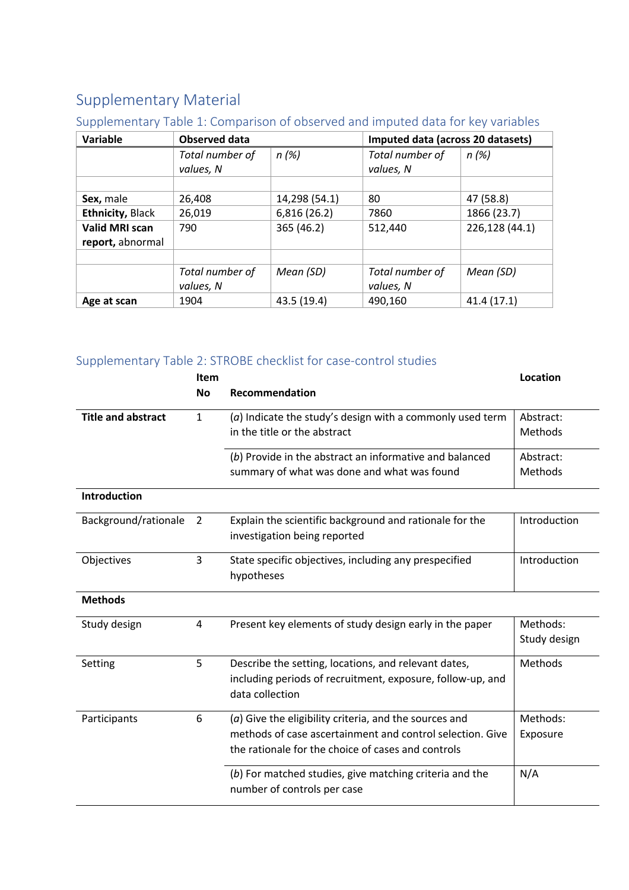# Supplementary Material

## Supplementary Table 1: Comparison of observed and imputed data for key variables

| Variable | Observed data | | Imputed data (across 20 datasets) | |
|---|---|---|---|---|
| | *Total number of values, N* | *n (%)* | *Total number of values, N* | *n (%)* |
| | | | | |
| **Sex,** male | 26,408 | 14,298 (54.1) | 80 | 47 (58.8) |
| **Ethnicity,** Black | 26,019 | 6,816 (26.2) | 7860 | 1866 (23.7) |
| **Valid MRI scan report,** abnormal | 790 | 365 (46.2) | 512,440 | 226,128 (44.1) |
| | | | | |
| | *Total number of values, N* | *Mean (SD)* | *Total number of values, N* | *Mean (SD)* |
| **Age at scan** | 1904 | 43.5 (19.4) | 490,160 | 41.4 (17.1) |

## Supplementary Table 2: STROBE checklist for case-control studies

| | Item No | Recommendation | Location |
|---|---|---|---|
| **Title and abstract** | 1 | (*a*) Indicate the study's design with a commonly used term in the title or the abstract | Abstract: Methods |
| | | (*b*) Provide in the abstract an informative and balanced summary of what was done and what was found | Abstract: Methods |
| **Introduction** | | | |
| Background/rationale | 2 | Explain the scientific background and rationale for the investigation being reported | Introduction |
| Objectives | 3 | State specific objectives, including any prespecified hypotheses | Introduction |
| **Methods** | | | |
| Study design | 4 | Present key elements of study design early in the paper | Methods: Study design |
| Setting | 5 | Describe the setting, locations, and relevant dates, including periods of recruitment, exposure, follow-up, and data collection | Methods |
| Participants | 6 | (*a*) Give the eligibility criteria, and the sources and methods of case ascertainment and control selection. Give the rationale for the choice of cases and controls | Methods: Exposure |
| | | (*b*) For matched studies, give matching criteria and the number of controls per case | N/A |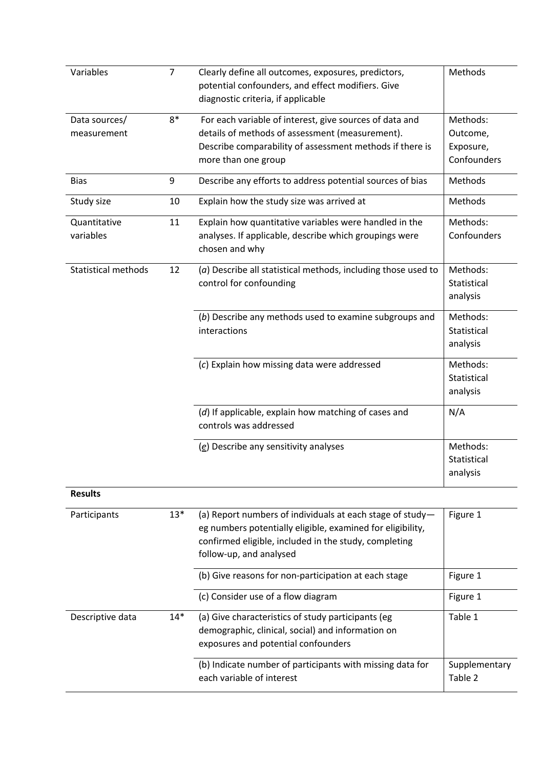| | | | |
|---|---|---|---|
| Variables | 7 | Clearly define all outcomes, exposures, predictors, potential confounders, and effect modifiers. Give diagnostic criteria, if applicable | Methods |
| Data sources/ measurement | 8* | For each variable of interest, give sources of data and details of methods of assessment (measurement). Describe comparability of assessment methods if there is more than one group | Methods: Outcome, Exposure, Confounders |
| Bias | 9 | Describe any efforts to address potential sources of bias | Methods |
| Study size | 10 | Explain how the study size was arrived at | Methods |
| Quantitative variables | 11 | Explain how quantitative variables were handled in the analyses. If applicable, describe which groupings were chosen and why | Methods: Confounders |
| Statistical methods | 12 | (*a*) Describe all statistical methods, including those used to control for confounding | Methods: Statistical analysis |
| | | (*b*) Describe any methods used to examine subgroups and interactions | Methods: Statistical analysis |
| | | (*c*) Explain how missing data were addressed | Methods: Statistical analysis |
| | | (*d*) If applicable, explain how matching of cases and controls was addressed | N/A |
| | | (*e*) Describe any sensitivity analyses | Methods: Statistical analysis |
| **Results** | | | |
| Participants | 13* | (a) Report numbers of individuals at each stage of study—eg numbers potentially eligible, examined for eligibility, confirmed eligible, included in the study, completing follow-up, and analysed | Figure 1 |
| | | (b) Give reasons for non-participation at each stage | Figure 1 |
| | | (c) Consider use of a flow diagram | Figure 1 |
| Descriptive data | 14* | (a) Give characteristics of study participants (eg demographic, clinical, social) and information on exposures and potential confounders | Table 1 |
| | | (b) Indicate number of participants with missing data for each variable of interest | Supplementary Table 2 |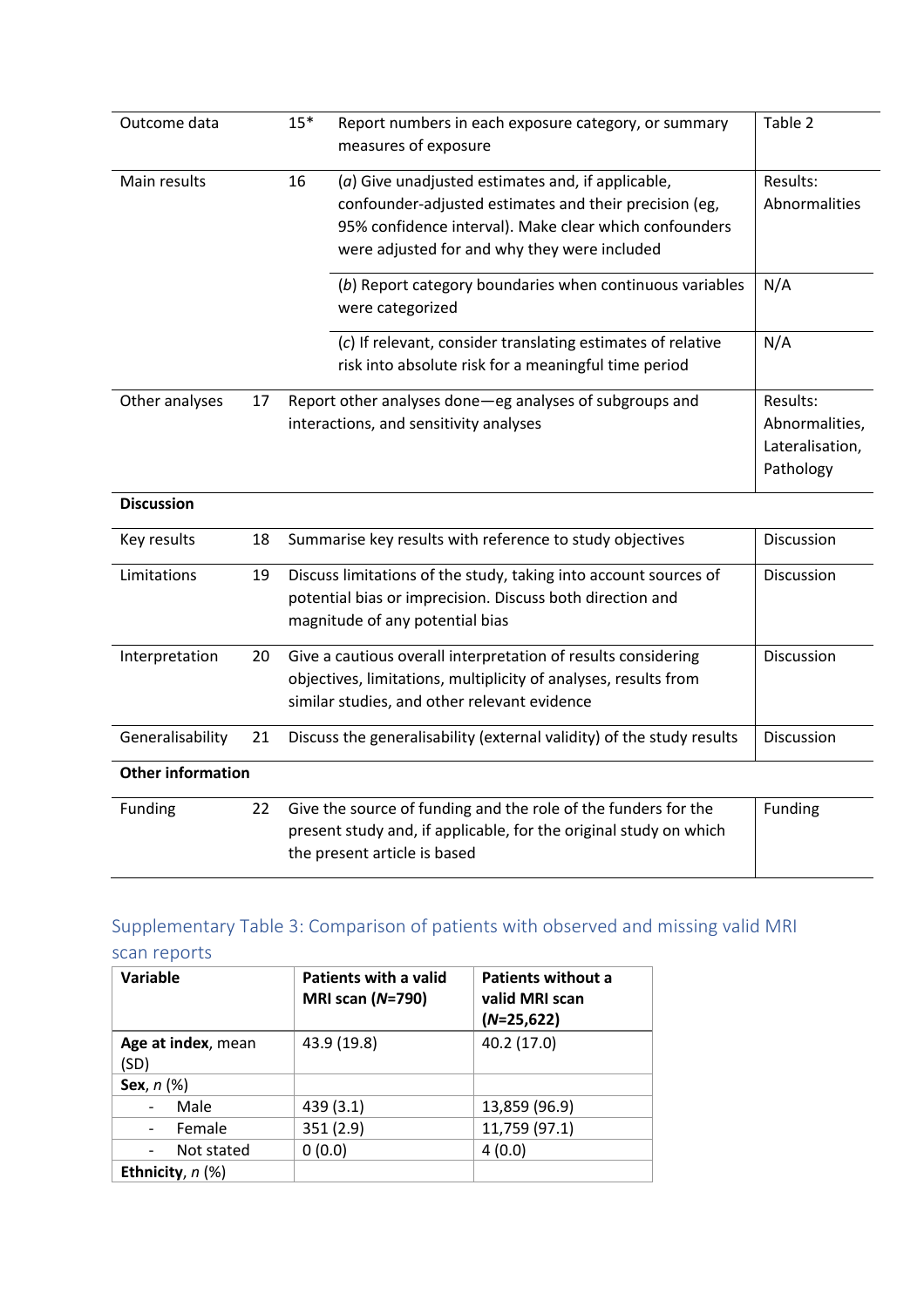| | | | |
|---|---|---|---|
| Outcome data | 15* | Report numbers in each exposure category, or summary measures of exposure | Table 2 |
| Main results | 16 | (*a*) Give unadjusted estimates and, if applicable, confounder-adjusted estimates and their precision (eg, 95% confidence interval). Make clear which confounders were adjusted for and why they were included | Results: Abnormalities |
| | | (*b*) Report category boundaries when continuous variables were categorized | N/A |
| | | (*c*) If relevant, consider translating estimates of relative risk into absolute risk for a meaningful time period | N/A |
| Other analyses | 17 | Report other analyses done—eg analyses of subgroups and interactions, and sensitivity analyses | Results: Abnormalities, Lateralisation, Pathology |
| **Discussion** | | | |
| Key results | 18 | Summarise key results with reference to study objectives | Discussion |
| Limitations | 19 | Discuss limitations of the study, taking into account sources of potential bias or imprecision. Discuss both direction and magnitude of any potential bias | Discussion |
| Interpretation | 20 | Give a cautious overall interpretation of results considering objectives, limitations, multiplicity of analyses, results from similar studies, and other relevant evidence | Discussion |
| Generalisability | 21 | Discuss the generalisability (external validity) of the study results | Discussion |
| **Other information** | | | |
| Funding | 22 | Give the source of funding and the role of the funders for the present study and, if applicable, for the original study on which the present article is based | Funding |

## Supplementary Table 3: Comparison of patients with observed and missing valid MRI scan reports

| Variable | Patients with a valid MRI scan (*N*=790) | Patients without a valid MRI scan (*N*=25,622) |
|---|---|---|
| **Age at index**, mean (SD) | 43.9 (19.8) | 40.2 (17.0) |
| **Sex**, *n* (%) | | |
| - Male | 439 (3.1) | 13,859 (96.9) |
| - Female | 351 (2.9) | 11,759 (97.1) |
| - Not stated | 0 (0.0) | 4 (0.0) |
| **Ethnicity**, *n* (%) | | |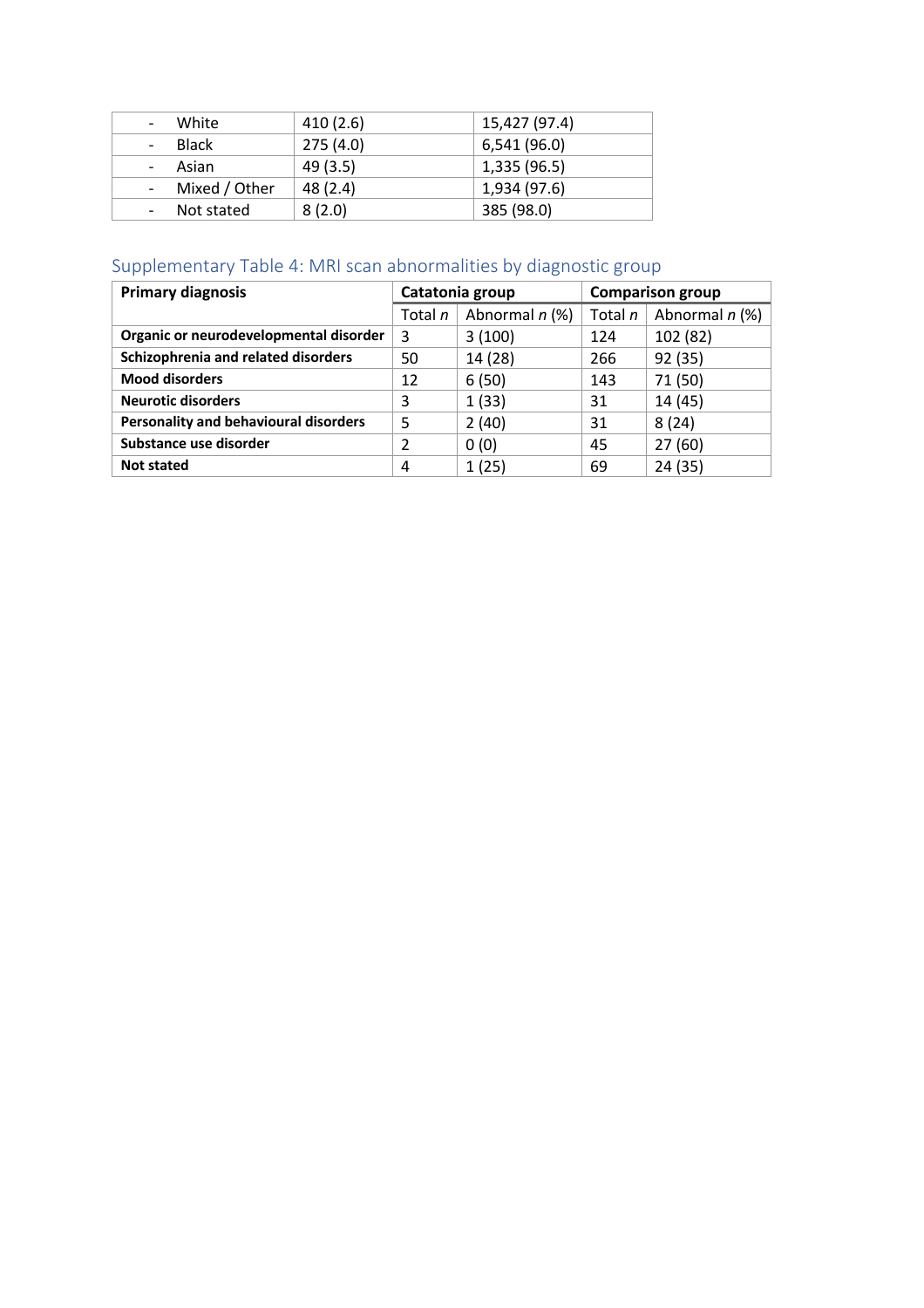| | | |
|---|---|---|
| - White | 410 (2.6) | 15,427 (97.4) |
| - Black | 275 (4.0) | 6,541 (96.0) |
| - Asian | 49 (3.5) | 1,335 (96.5) |
| - Mixed / Other | 48 (2.4) | 1,934 (97.6) |
| - Not stated | 8 (2.0) | 385 (98.0) |

## Supplementary Table 4: MRI scan abnormalities by diagnostic group

| Primary diagnosis | Catatonia group | | Comparison group | |
|---|---|---|---|---|
| | Total *n* | Abnormal *n* (%) | Total *n* | Abnormal *n* (%) |
| **Organic or neurodevelopmental disorder** | 3 | 3 (100) | 124 | 102 (82) |
| **Schizophrenia and related disorders** | 50 | 14 (28) | 266 | 92 (35) |
| **Mood disorders** | 12 | 6 (50) | 143 | 71 (50) |
| **Neurotic disorders** | 3 | 1 (33) | 31 | 14 (45) |
| **Personality and behavioural disorders** | 5 | 2 (40) | 31 | 8 (24) |
| **Substance use disorder** | 2 | 0 (0) | 45 | 27 (60) |
| **Not stated** | 4 | 1 (25) | 69 | 24 (35) |